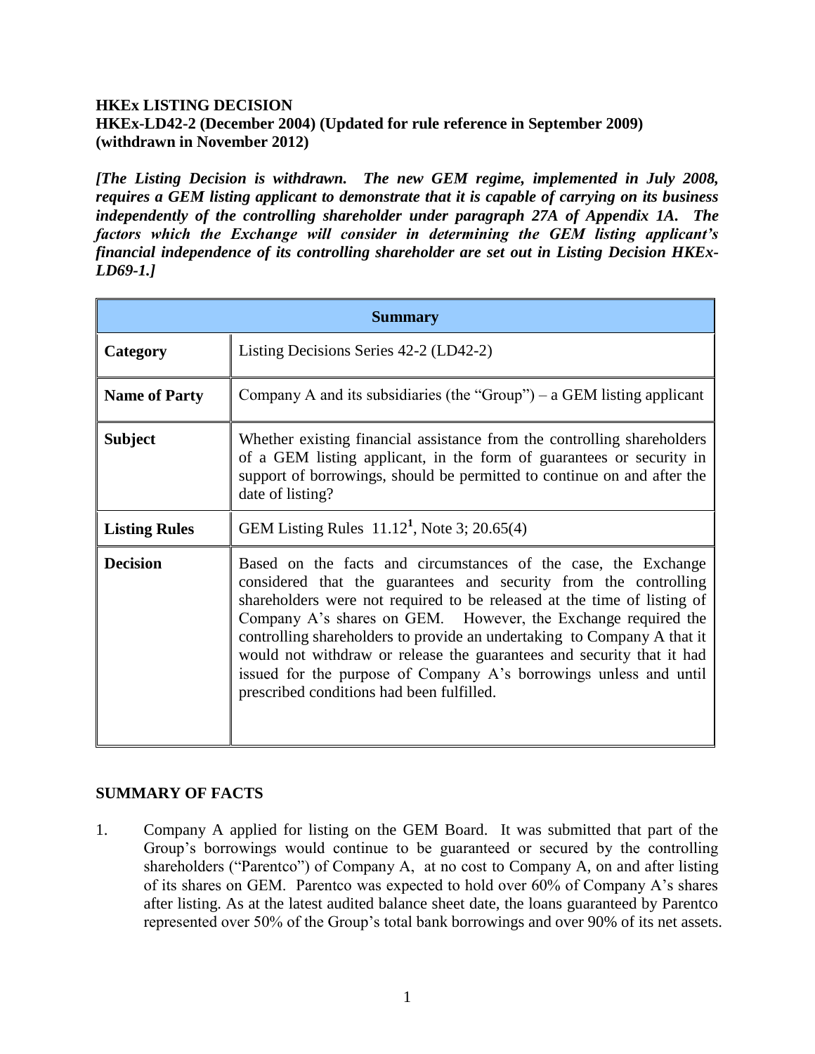**HKEx LISTING DECISION**
**HKEx-LD42-2 (December 2004) (Updated for rule reference in September 2009) (withdrawn in November 2012)**

***[The Listing Decision is withdrawn. The new GEM regime, implemented in July 2008, requires a GEM listing applicant to demonstrate that it is capable of carrying on its business independently of the controlling shareholder under paragraph 27A of Appendix 1A. The factors which the Exchange will consider in determining the GEM listing applicant's financial independence of its controlling shareholder are set out in Listing Decision HKEx-LD69-1.]***

| **Summary** | |
|---|---|
| **Category** | Listing Decisions Series 42-2 (LD42-2) |
| **Name of Party** | Company A and its subsidiaries (the "Group") – a GEM listing applicant |
| **Subject** | Whether existing financial assistance from the controlling shareholders of a GEM listing applicant, in the form of guarantees or security in support of borrowings, should be permitted to continue on and after the date of listing? |
| **Listing Rules** | GEM Listing Rules 11.12[1], Note 3; 20.65(4) |
| **Decision** | Based on the facts and circumstances of the case, the Exchange considered that the guarantees and security from the controlling shareholders were not required to be released at the time of listing of Company A's shares on GEM. However, the Exchange required the controlling shareholders to provide an undertaking to Company A that it would not withdraw or release the guarantees and security that it had issued for the purpose of Company A's borrowings unless and until prescribed conditions had been fulfilled. |

**SUMMARY OF FACTS**

1. Company A applied for listing on the GEM Board. It was submitted that part of the Group's borrowings would continue to be guaranteed or secured by the controlling shareholders ("Parentco") of Company A, at no cost to Company A, on and after listing of its shares on GEM. Parentco was expected to hold over 60% of Company A's shares after listing. As at the latest audited balance sheet date, the loans guaranteed by Parentco represented over 50% of the Group's total bank borrowings and over 90% of its net assets.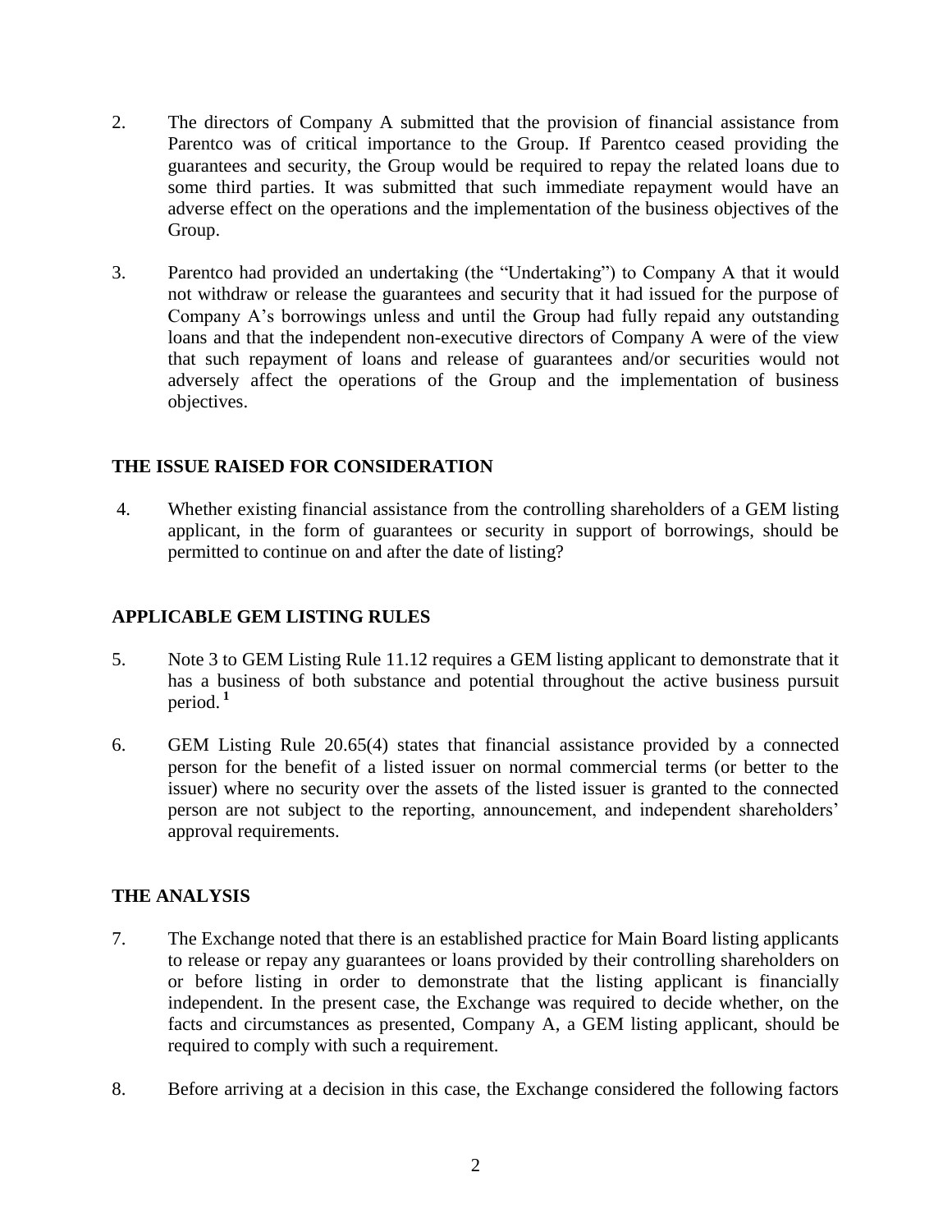2. The directors of Company A submitted that the provision of financial assistance from Parentco was of critical importance to the Group. If Parentco ceased providing the guarantees and security, the Group would be required to repay the related loans due to some third parties. It was submitted that such immediate repayment would have an adverse effect on the operations and the implementation of the business objectives of the Group.

3. Parentco had provided an undertaking (the "Undertaking") to Company A that it would not withdraw or release the guarantees and security that it had issued for the purpose of Company A's borrowings unless and until the Group had fully repaid any outstanding loans and that the independent non-executive directors of Company A were of the view that such repayment of loans and release of guarantees and/or securities would not adversely affect the operations of the Group and the implementation of business objectives.

## THE ISSUE RAISED FOR CONSIDERATION

4. Whether existing financial assistance from the controlling shareholders of a GEM listing applicant, in the form of guarantees or security in support of borrowings, should be permitted to continue on and after the date of listing?

## APPLICABLE GEM LISTING RULES

5. Note 3 to GEM Listing Rule 11.12 requires a GEM listing applicant to demonstrate that it has a business of both substance and potential throughout the active business pursuit period.[1]

6. GEM Listing Rule 20.65(4) states that financial assistance provided by a connected person for the benefit of a listed issuer on normal commercial terms (or better to the issuer) where no security over the assets of the listed issuer is granted to the connected person are not subject to the reporting, announcement, and independent shareholders' approval requirements.

## THE ANALYSIS

7. The Exchange noted that there is an established practice for Main Board listing applicants to release or repay any guarantees or loans provided by their controlling shareholders on or before listing in order to demonstrate that the listing applicant is financially independent. In the present case, the Exchange was required to decide whether, on the facts and circumstances as presented, Company A, a GEM listing applicant, should be required to comply with such a requirement.

8. Before arriving at a decision in this case, the Exchange considered the following factors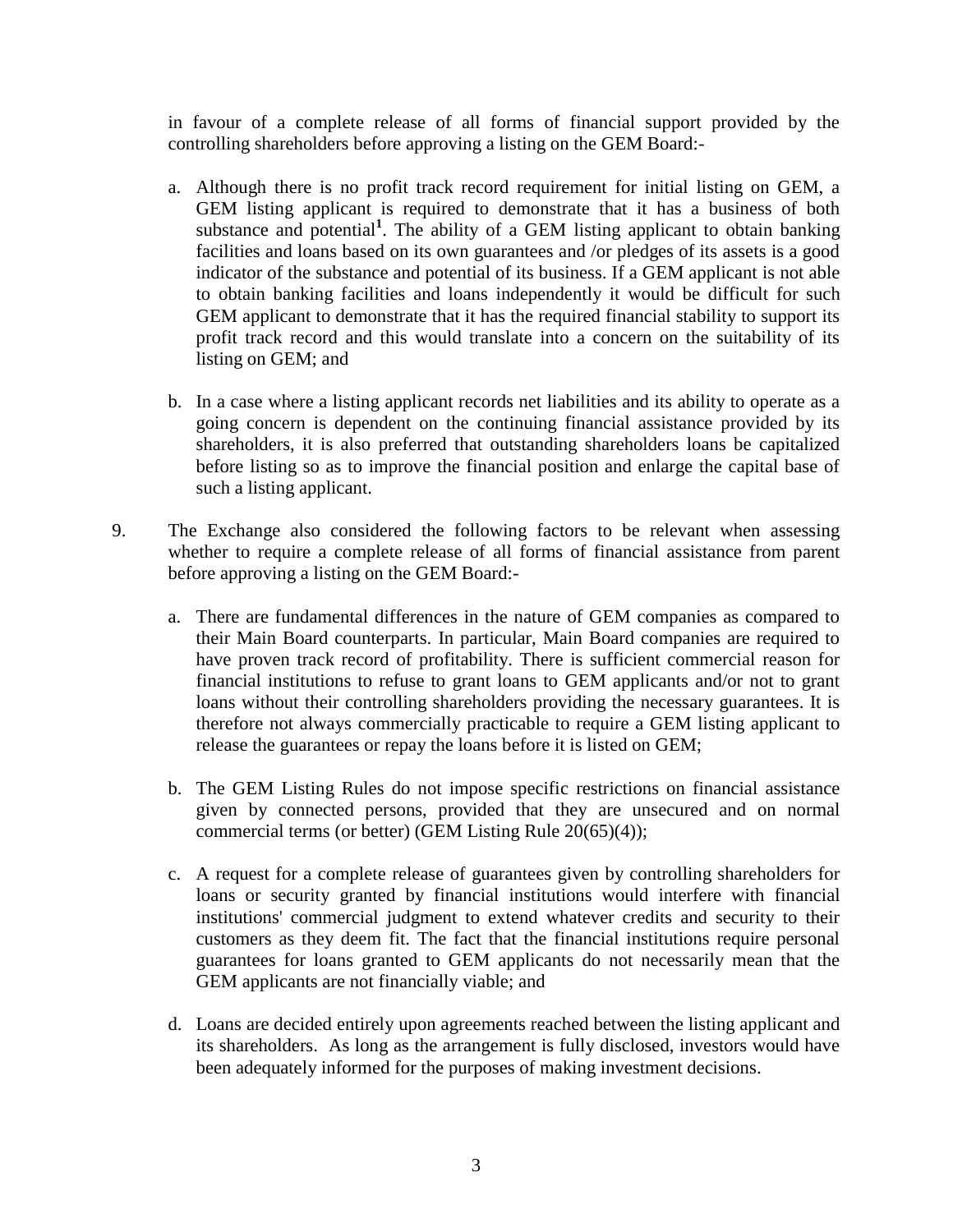in favour of a complete release of all forms of financial support provided by the controlling shareholders before approving a listing on the GEM Board:-

a. Although there is no profit track record requirement for initial listing on GEM, a GEM listing applicant is required to demonstrate that it has a business of both substance and potential[1]. The ability of a GEM listing applicant to obtain banking facilities and loans based on its own guarantees and /or pledges of its assets is a good indicator of the substance and potential of its business. If a GEM applicant is not able to obtain banking facilities and loans independently it would be difficult for such GEM applicant to demonstrate that it has the required financial stability to support its profit track record and this would translate into a concern on the suitability of its listing on GEM; and

b. In a case where a listing applicant records net liabilities and its ability to operate as a going concern is dependent on the continuing financial assistance provided by its shareholders, it is also preferred that outstanding shareholders loans be capitalized before listing so as to improve the financial position and enlarge the capital base of such a listing applicant.

9. The Exchange also considered the following factors to be relevant when assessing whether to require a complete release of all forms of financial assistance from parent before approving a listing on the GEM Board:-

a. There are fundamental differences in the nature of GEM companies as compared to their Main Board counterparts. In particular, Main Board companies are required to have proven track record of profitability. There is sufficient commercial reason for financial institutions to refuse to grant loans to GEM applicants and/or not to grant loans without their controlling shareholders providing the necessary guarantees. It is therefore not always commercially practicable to require a GEM listing applicant to release the guarantees or repay the loans before it is listed on GEM;

b. The GEM Listing Rules do not impose specific restrictions on financial assistance given by connected persons, provided that they are unsecured and on normal commercial terms (or better) (GEM Listing Rule 20(65)(4));

c. A request for a complete release of guarantees given by controlling shareholders for loans or security granted by financial institutions would interfere with financial institutions' commercial judgment to extend whatever credits and security to their customers as they deem fit. The fact that the financial institutions require personal guarantees for loans granted to GEM applicants do not necessarily mean that the GEM applicants are not financially viable; and

d. Loans are decided entirely upon agreements reached between the listing applicant and its shareholders. As long as the arrangement is fully disclosed, investors would have been adequately informed for the purposes of making investment decisions.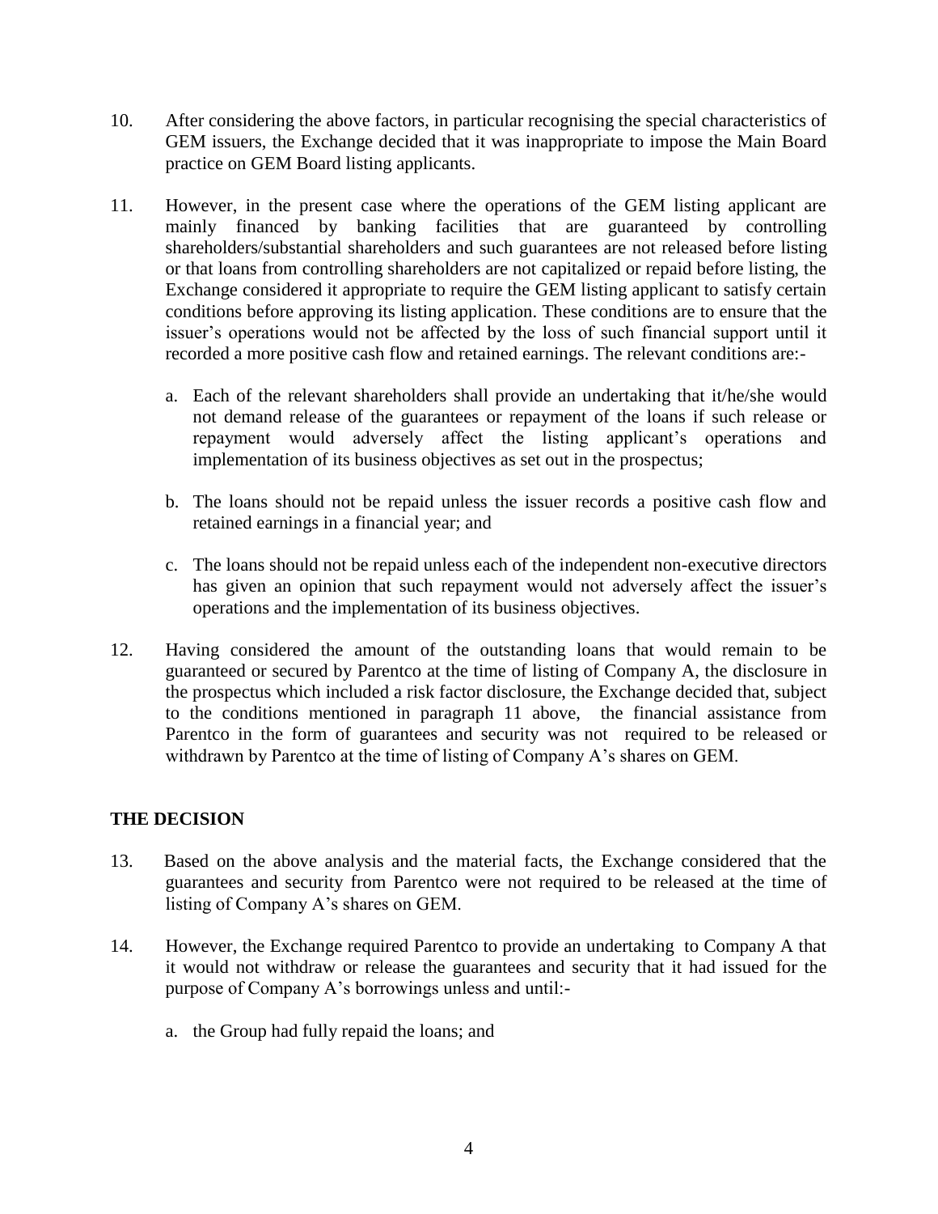10. After considering the above factors, in particular recognising the special characteristics of GEM issuers, the Exchange decided that it was inappropriate to impose the Main Board practice on GEM Board listing applicants.

11. However, in the present case where the operations of the GEM listing applicant are mainly financed by banking facilities that are guaranteed by controlling shareholders/substantial shareholders and such guarantees are not released before listing or that loans from controlling shareholders are not capitalized or repaid before listing, the Exchange considered it appropriate to require the GEM listing applicant to satisfy certain conditions before approving its listing application. These conditions are to ensure that the issuer's operations would not be affected by the loss of such financial support until it recorded a more positive cash flow and retained earnings. The relevant conditions are:-

    a. Each of the relevant shareholders shall provide an undertaking that it/he/she would not demand release of the guarantees or repayment of the loans if such release or repayment would adversely affect the listing applicant's operations and implementation of its business objectives as set out in the prospectus;

    b. The loans should not be repaid unless the issuer records a positive cash flow and retained earnings in a financial year; and

    c. The loans should not be repaid unless each of the independent non-executive directors has given an opinion that such repayment would not adversely affect the issuer's operations and the implementation of its business objectives.

12. Having considered the amount of the outstanding loans that would remain to be guaranteed or secured by Parentco at the time of listing of Company A, the disclosure in the prospectus which included a risk factor disclosure, the Exchange decided that, subject to the conditions mentioned in paragraph 11 above, the financial assistance from Parentco in the form of guarantees and security was not required to be released or withdrawn by Parentco at the time of listing of Company A's shares on GEM.

**THE DECISION**

13. Based on the above analysis and the material facts, the Exchange considered that the guarantees and security from Parentco were not required to be released at the time of listing of Company A's shares on GEM.

14. However, the Exchange required Parentco to provide an undertaking to Company A that it would not withdraw or release the guarantees and security that it had issued for the purpose of Company A's borrowings unless and until:-

    a. the Group had fully repaid the loans; and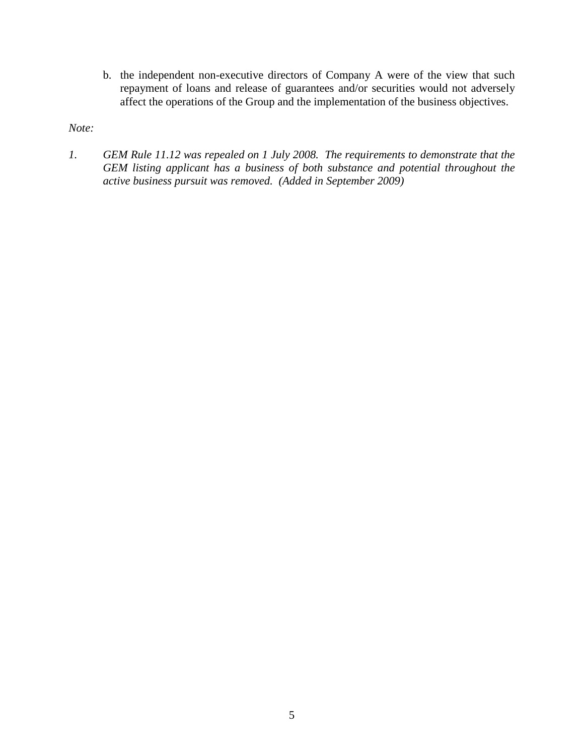b. the independent non-executive directors of Company A were of the view that such repayment of loans and release of guarantees and/or securities would not adversely affect the operations of the Group and the implementation of the business objectives.

*Note:*

*1. GEM Rule 11.12 was repealed on 1 July 2008. The requirements to demonstrate that the GEM listing applicant has a business of both substance and potential throughout the active business pursuit was removed. (Added in September 2009)*